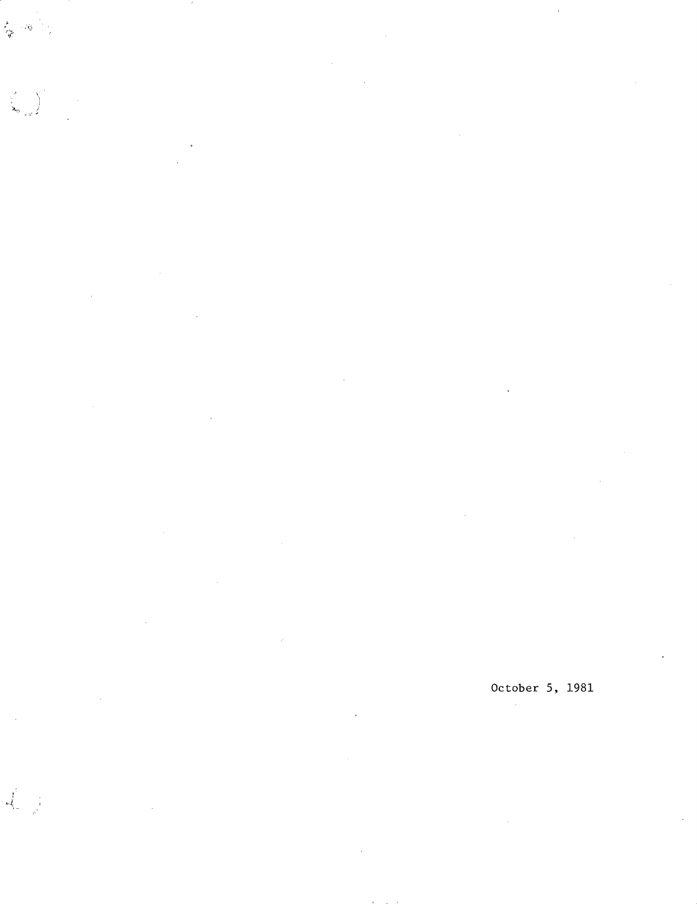October 5, 1981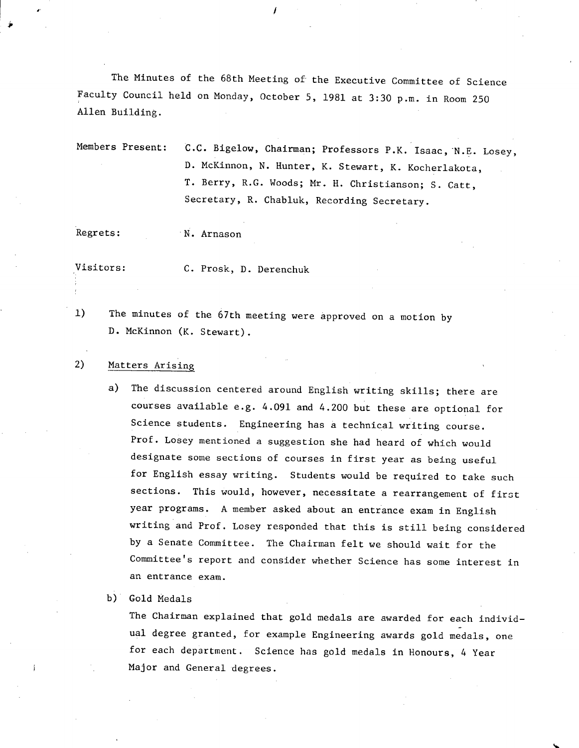The Minutes of the 68th Meeting of the Executive Committee of Science Faculty Council held on Monday, October 5, 1981 at 3:30 p.m. in Room 250 Allen Building.

Members Present: C.C. Bigelow, Chairman; Professors P.K. Isaac, N.E. Losey, D. McKinnon, N. Hunter, K. Stewart, K. Kocherlakota, T. Berry, R.G. Woods; Mr. H. Christianson; S. Catt, Secretary, R. Chabluk, Recording Secretary.

Regrets: N. Arnason

Visitors: C. Prosk, D. Derenchuk

1) The minutes of the 67th meeting were approved on a motion by D. McKinnon (K. Stewart).

2) Matters Arising

   a) The discussion centered around English writing skills; there are courses available e.g. 4.091 and 4.200 but these are optional for Science students. Engineering has a technical writing course. Prof. Losey mentioned a suggestion she had heard of which would designate some sections of courses in first year as being useful for English essay writing. Students would be required to take such sections. This would, however, necessitate a rearrangement of first year programs. A member asked about an entrance exam in English writing and Prof. Losey responded that this is still being considered by a Senate Committee. The Chairman felt we should wait for the Committee's report and consider whether Science has some interest in an entrance exam.

   b) Gold Medals

   The Chairman explained that gold medals are awarded for each individual degree granted, for example Engineering awards gold medals, one for each department. Science has gold medals in Honours, 4 Year Major and General degrees.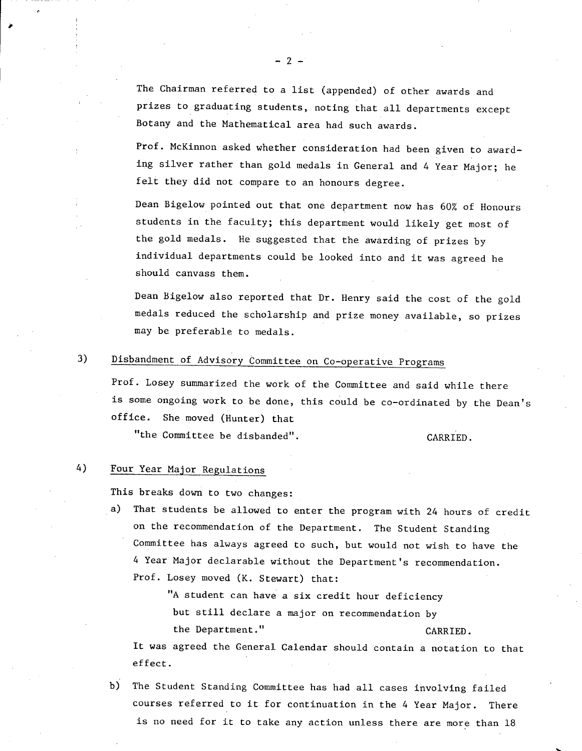The Chairman referred to a list (appended) of other awards and prizes to graduating students, noting that all departments except Botany and the Mathematical area had such awards.

Prof. McKinnon asked whether consideration had been given to awarding silver rather than gold medals in General and 4 Year Major; he felt they did not compare to an honours degree.

Dean Bigelow pointed out that one department now has 60% of Honours students in the faculty; this department would likely get most of the gold medals. He suggested that the awarding of prizes by individual departments could be looked into and it was agreed he should canvass them.

Dean Bigelow also reported that Dr. Henry said the cost of the gold medals reduced the scholarship and prize money available, so prizes may be preferable to medals.

3) Disbandment of Advisory Committee on Co-operative Programs

Prof. Losey summarized the work of the Committee and said while there is some ongoing work to be done, this could be co-ordinated by the Dean's office. She moved (Hunter) that

"the Committee be disbanded". CARRIED.

4) Four Year Major Regulations

This breaks down to two changes:

a) That students be allowed to enter the program with 24 hours of credit on the recommendation of the Department. The Student Standing Committee has always agreed to such, but would not wish to have the 4 Year Major declarable without the Department's recommendation. Prof. Losey moved (K. Stewart) that:

"A student can have a six credit hour deficiency but still declare a major on recommendation by the Department." CARRIED.

It was agreed the General Calendar should contain a notation to that effect.

b) The Student Standing Committee has had all cases involving failed courses referred to it for continuation in the 4 Year Major. There is no need for it to take any action unless there are more than 18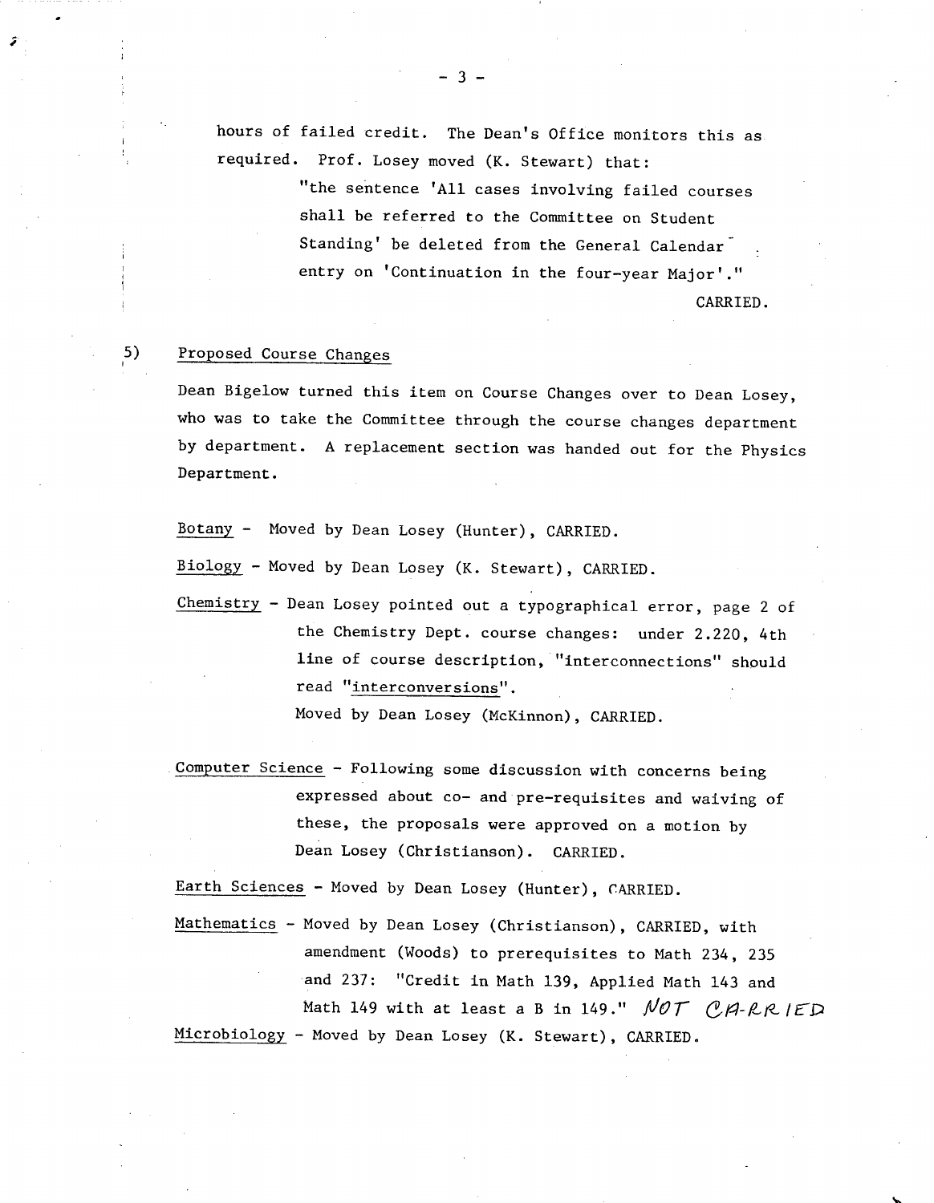hours of failed credit. The Dean's Office monitors this as required. Prof. Losey moved (K. Stewart) that:

> "the sentence 'All cases involving failed courses shall be referred to the Committee on Student Standing' be deleted from the General Calendar entry on 'Continuation in the four-year Major'."

CARRIED.

5) <u>Proposed Course Changes</u>

Dean Bigelow turned this item on Course Changes over to Dean Losey, who was to take the Committee through the course changes department by department. A replacement section was handed out for the Physics Department.

<u>Botany</u> - Moved by Dean Losey (Hunter), CARRIED.

<u>Biology</u> - Moved by Dean Losey (K. Stewart), CARRIED.

<u>Chemistry</u> - Dean Losey pointed out a typographical error, page 2 of the Chemistry Dept. course changes: under 2.220, 4th line of course description, "interconnections" should read "<u>interconversions</u>".
Moved by Dean Losey (McKinnon), CARRIED.

<u>Computer Science</u> - Following some discussion with concerns being expressed about co- and pre-requisites and waiving of these, the proposals were approved on a motion by Dean Losey (Christianson). CARRIED.

<u>Earth Sciences</u> - Moved by Dean Losey (Hunter), CARRIED.

<u>Mathematics</u> - Moved by Dean Losey (Christianson), CARRIED, with amendment (Woods) to prerequisites to Math 234, 235 and 237: "Credit in Math 139, Applied Math 143 and Math 149 with at least a B in 149." NOT CARRIED

<u>Microbiology</u> - Moved by Dean Losey (K. Stewart), CARRIED.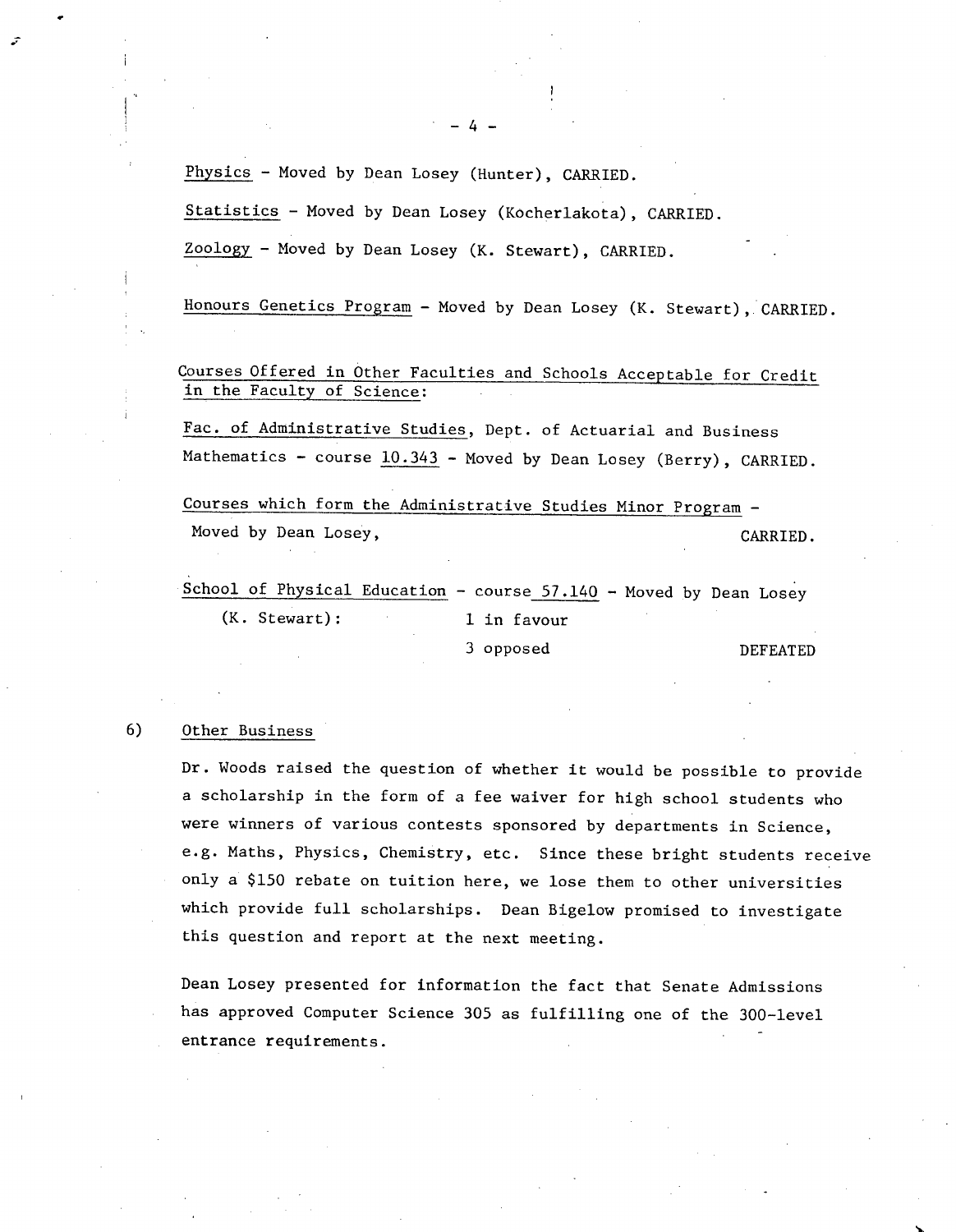Physics - Moved by Dean Losey (Hunter), CARRIED.

Statistics - Moved by Dean Losey (Kocherlakota), CARRIED.

Zoology - Moved by Dean Losey (K. Stewart), CARRIED.

Honours Genetics Program - Moved by Dean Losey (K. Stewart), CARRIED.

Courses Offered in Other Faculties and Schools Acceptable for Credit in the Faculty of Science:

Fac. of Administrative Studies, Dept. of Actuarial and Business Mathematics - course 10.343 - Moved by Dean Losey (Berry), CARRIED.

Courses which form the Administrative Studies Minor Program - Moved by Dean Losey, CARRIED.

School of Physical Education - course 57.140 - Moved by Dean Losey (K. Stewart): 1 in favour, 3 opposed — DEFEATED

6) Other Business

Dr. Woods raised the question of whether it would be possible to provide a scholarship in the form of a fee waiver for high school students who were winners of various contests sponsored by departments in Science, e.g. Maths, Physics, Chemistry, etc. Since these bright students receive only a $150 rebate on tuition here, we lose them to other universities which provide full scholarships. Dean Bigelow promised to investigate this question and report at the next meeting.

Dean Losey presented for information the fact that Senate Admissions has approved Computer Science 305 as fulfilling one of the 300-level entrance requirements.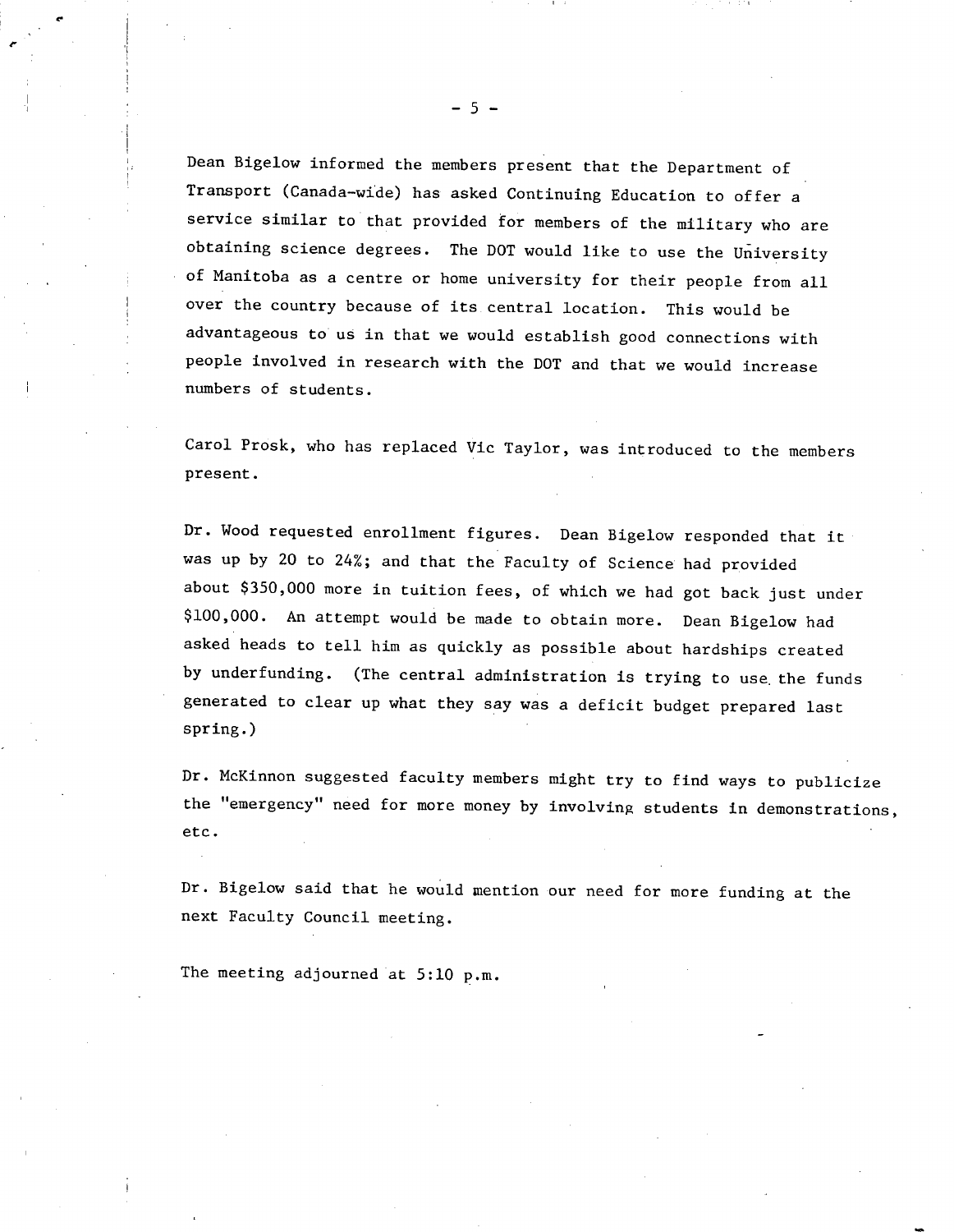Dean Bigelow informed the members present that the Department of Transport (Canada-wide) has asked Continuing Education to offer a service similar to that provided for members of the military who are obtaining science degrees. The DOT would like to use the University of Manitoba as a centre or home university for their people from all over the country because of its central location. This would be advantageous to us in that we would establish good connections with people involved in research with the DOT and that we would increase numbers of students.

Carol Prosk, who has replaced Vic Taylor, was introduced to the members present.

Dr. Wood requested enrollment figures. Dean Bigelow responded that it was up by 20 to 24%; and that the Faculty of Science had provided about $350,000 more in tuition fees, of which we had got back just under $100,000. An attempt would be made to obtain more. Dean Bigelow had asked heads to tell him as quickly as possible about hardships created by underfunding. (The central administration is trying to use the funds generated to clear up what they say was a deficit budget prepared last spring.)

Dr. McKinnon suggested faculty members might try to find ways to publicize the "emergency" need for more money by involving students in demonstrations, etc.

Dr. Bigelow said that he would mention our need for more funding at the next Faculty Council meeting.

The meeting adjourned at 5:10 p.m.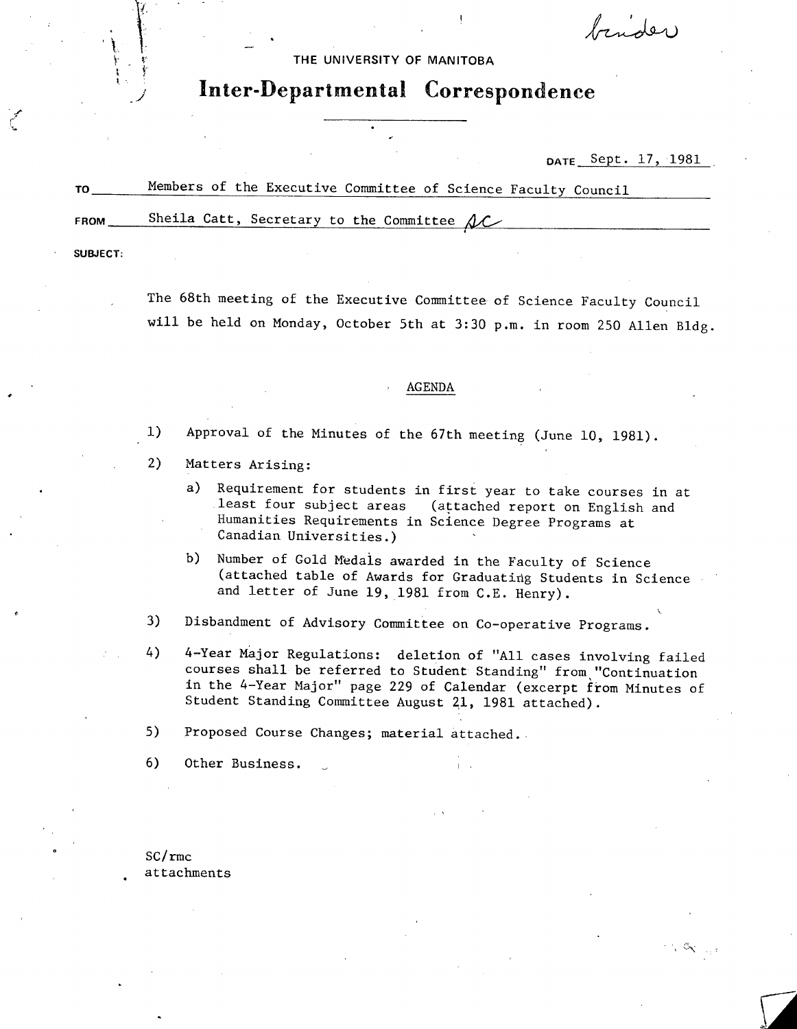binder

THE UNIVERSITY OF MANITOBA

# Inter-Departmental Correspondence

DATE Sept. 17, 1981

TO Members of the Executive Committee of Science Faculty Council

FROM Sheila Catt, Secretary to the Committee SC

SUBJECT:

The 68th meeting of the Executive Committee of Science Faculty Council will be held on Monday, October 5th at 3:30 p.m. in room 250 Allen Bldg.

AGENDA

1) Approval of the Minutes of the 67th meeting (June 10, 1981).

2) Matters Arising:

   a) Requirement for students in first year to take courses in at least four subject areas (attached report on English and Humanities Requirements in Science Degree Programs at Canadian Universities.)

   b) Number of Gold Medals awarded in the Faculty of Science (attached table of Awards for Graduating Students in Science and letter of June 19, 1981 from C.E. Henry).

3) Disbandment of Advisory Committee on Co-operative Programs.

4) 4-Year Major Regulations: deletion of "All cases involving failed courses shall be referred to Student Standing" from "Continuation in the 4-Year Major" page 229 of Calendar (excerpt from Minutes of Student Standing Committee August 21, 1981 attached).

5) Proposed Course Changes; material attached.

6) Other Business.

SC/rmc
attachments